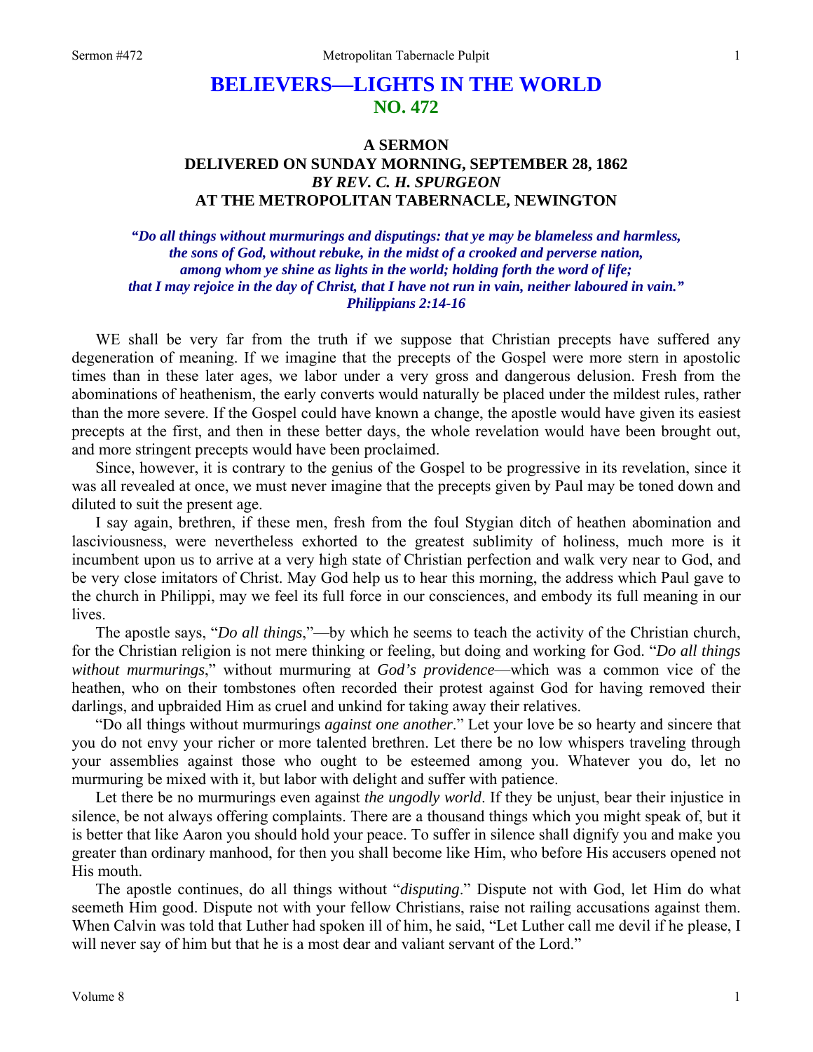# BELIEVERS—LIGHTS IN THE WORLD
## NO. 472

### A SERMON
### DELIVERED ON SUNDAY MORNING, SEPTEMBER 28, 1862
### *BY REV. C. H. SPURGEON*
### AT THE METROPOLITAN TABERNACLE, NEWINGTON

***"Do all things without murmurings and disputings: that ye may be blameless and harmless, the sons of God, without rebuke, in the midst of a crooked and perverse nation, among whom ye shine as lights in the world; holding forth the word of life; that I may rejoice in the day of Christ, that I have not run in vain, neither laboured in vain." Philippians 2:14-16***

WE shall be very far from the truth if we suppose that Christian precepts have suffered any degeneration of meaning. If we imagine that the precepts of the Gospel were more stern in apostolic times than in these later ages, we labor under a very gross and dangerous delusion. Fresh from the abominations of heathenism, the early converts would naturally be placed under the mildest rules, rather than the more severe. If the Gospel could have known a change, the apostle would have given its easiest precepts at the first, and then in these better days, the whole revelation would have been brought out, and more stringent precepts would have been proclaimed.

Since, however, it is contrary to the genius of the Gospel to be progressive in its revelation, since it was all revealed at once, we must never imagine that the precepts given by Paul may be toned down and diluted to suit the present age.

I say again, brethren, if these men, fresh from the foul Stygian ditch of heathen abomination and lasciviousness, were nevertheless exhorted to the greatest sublimity of holiness, much more is it incumbent upon us to arrive at a very high state of Christian perfection and walk very near to God, and be very close imitators of Christ. May God help us to hear this morning, the address which Paul gave to the church in Philippi, may we feel its full force in our consciences, and embody its full meaning in our lives.

The apostle says, "*Do all things*,"—by which he seems to teach the activity of the Christian church, for the Christian religion is not mere thinking or feeling, but doing and working for God. "*Do all things without murmurings*," without murmuring at *God's providence*—which was a common vice of the heathen, who on their tombstones often recorded their protest against God for having removed their darlings, and upbraided Him as cruel and unkind for taking away their relatives.

"Do all things without murmurings *against one another*." Let your love be so hearty and sincere that you do not envy your richer or more talented brethren. Let there be no low whispers traveling through your assemblies against those who ought to be esteemed among you. Whatever you do, let no murmuring be mixed with it, but labor with delight and suffer with patience.

Let there be no murmurings even against *the ungodly world*. If they be unjust, bear their injustice in silence, be not always offering complaints. There are a thousand things which you might speak of, but it is better that like Aaron you should hold your peace. To suffer in silence shall dignify you and make you greater than ordinary manhood, for then you shall become like Him, who before His accusers opened not His mouth.

The apostle continues, do all things without "*disputing*." Dispute not with God, let Him do what seemeth Him good. Dispute not with your fellow Christians, raise not railing accusations against them. When Calvin was told that Luther had spoken ill of him, he said, "Let Luther call me devil if he please, I will never say of him but that he is a most dear and valiant servant of the Lord."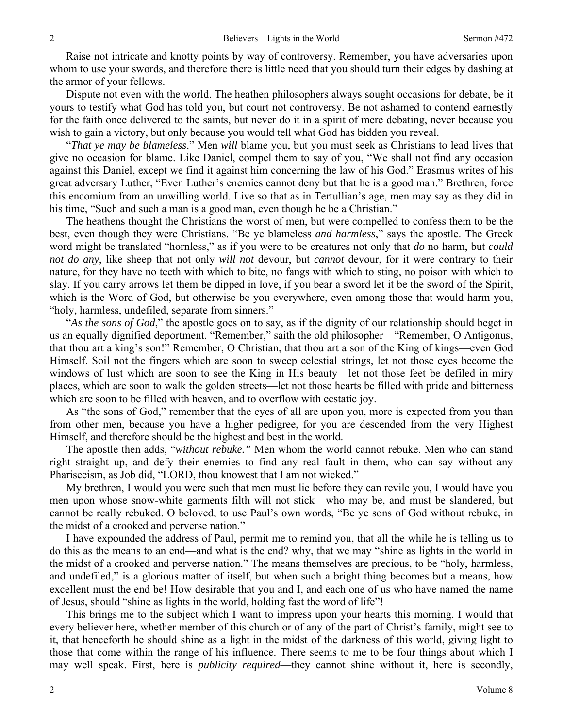Raise not intricate and knotty points by way of controversy. Remember, you have adversaries upon whom to use your swords, and therefore there is little need that you should turn their edges by dashing at the armor of your fellows.

Dispute not even with the world. The heathen philosophers always sought occasions for debate, be it yours to testify what God has told you, but court not controversy. Be not ashamed to contend earnestly for the faith once delivered to the saints, but never do it in a spirit of mere debating, never because you wish to gain a victory, but only because you would tell what God has bidden you reveal.

"*That ye may be blameless*." Men *will* blame you, but you must seek as Christians to lead lives that give no occasion for blame. Like Daniel, compel them to say of you, "We shall not find any occasion against this Daniel, except we find it against him concerning the law of his God." Erasmus writes of his great adversary Luther, "Even Luther's enemies cannot deny but that he is a good man." Brethren, force this encomium from an unwilling world. Live so that as in Tertullian's age, men may say as they did in his time, "Such and such a man is a good man, even though he be a Christian."

The heathens thought the Christians the worst of men, but were compelled to confess them to be the best, even though they were Christians. "Be ye blameless *and harmless*," says the apostle. The Greek word might be translated "hornless," as if you were to be creatures not only that *do* no harm, but *could not do any*, like sheep that not only *will not* devour, but *cannot* devour, for it were contrary to their nature, for they have no teeth with which to bite, no fangs with which to sting, no poison with which to slay. If you carry arrows let them be dipped in love, if you bear a sword let it be the sword of the Spirit, which is the Word of God, but otherwise be you everywhere, even among those that would harm you, "holy, harmless, undefiled, separate from sinners."

"*As the sons of God*," the apostle goes on to say, as if the dignity of our relationship should beget in us an equally dignified deportment. "Remember," saith the old philosopher—"Remember, O Antigonus, that thou art a king's son!" Remember, O Christian, that thou art a son of the King of kings—even God Himself. Soil not the fingers which are soon to sweep celestial strings, let not those eyes become the windows of lust which are soon to see the King in His beauty—let not those feet be defiled in miry places, which are soon to walk the golden streets—let not those hearts be filled with pride and bitterness which are soon to be filled with heaven, and to overflow with ecstatic joy.

As "the sons of God," remember that the eyes of all are upon you, more is expected from you than from other men, because you have a higher pedigree, for you are descended from the very Highest Himself, and therefore should be the highest and best in the world.

The apostle then adds, "*without rebuke.*" Men whom the world cannot rebuke. Men who can stand right straight up, and defy their enemies to find any real fault in them, who can say without any Phariseeism, as Job did, "LORD, thou knowest that I am not wicked."

My brethren, I would you were such that men must lie before they can revile you, I would have you men upon whose snow-white garments filth will not stick—who may be, and must be slandered, but cannot be really rebuked. O beloved, to use Paul's own words, "Be ye sons of God without rebuke, in the midst of a crooked and perverse nation."

I have expounded the address of Paul, permit me to remind you, that all the while he is telling us to do this as the means to an end—and what is the end? why, that we may "shine as lights in the world in the midst of a crooked and perverse nation." The means themselves are precious, to be "holy, harmless, and undefiled," is a glorious matter of itself, but when such a bright thing becomes but a means, how excellent must the end be! How desirable that you and I, and each one of us who have named the name of Jesus, should "shine as lights in the world, holding fast the word of life"!

This brings me to the subject which I want to impress upon your hearts this morning. I would that every believer here, whether member of this church or of any of the part of Christ's family, might see to it, that henceforth he should shine as a light in the midst of the darkness of this world, giving light to those that come within the range of his influence. There seems to me to be four things about which I may well speak. First, here is *publicity required*—they cannot shine without it, here is secondly,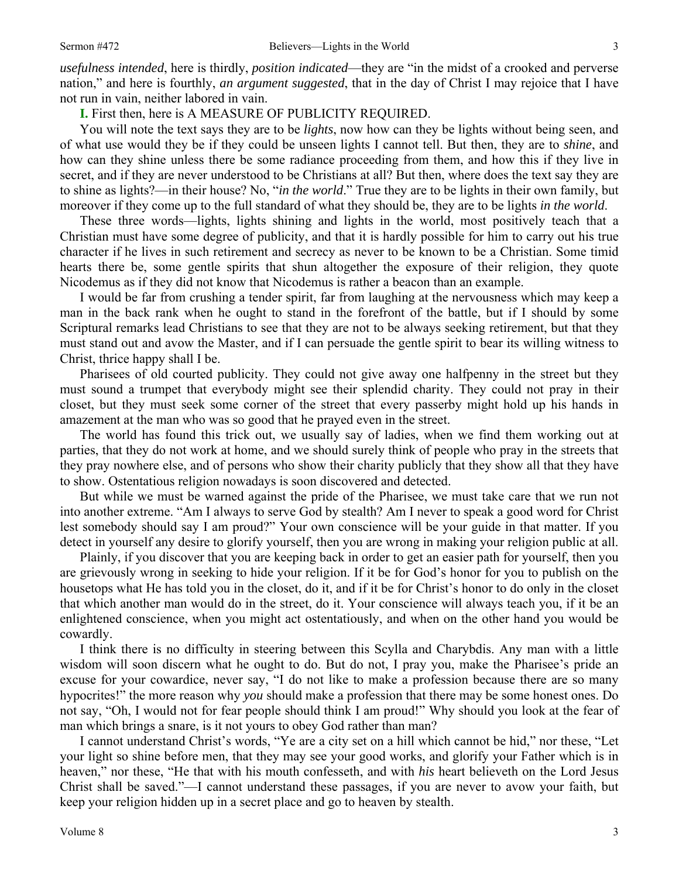*usefulness intended*, here is thirdly, *position indicated*—they are "in the midst of a crooked and perverse nation," and here is fourthly, *an argument suggested*, that in the day of Christ I may rejoice that I have not run in vain, neither labored in vain.

**I.** First then, here is A MEASURE OF PUBLICITY REQUIRED.

You will note the text says they are to be *lights*, now how can they be lights without being seen, and of what use would they be if they could be unseen lights I cannot tell. But then, they are to *shine*, and how can they shine unless there be some radiance proceeding from them, and how this if they live in secret, and if they are never understood to be Christians at all? But then, where does the text say they are to shine as lights?—in their house? No, "*in the world*." True they are to be lights in their own family, but moreover if they come up to the full standard of what they should be, they are to be lights *in the world*.

These three words—lights, lights shining and lights in the world, most positively teach that a Christian must have some degree of publicity, and that it is hardly possible for him to carry out his true character if he lives in such retirement and secrecy as never to be known to be a Christian. Some timid hearts there be, some gentle spirits that shun altogether the exposure of their religion, they quote Nicodemus as if they did not know that Nicodemus is rather a beacon than an example.

I would be far from crushing a tender spirit, far from laughing at the nervousness which may keep a man in the back rank when he ought to stand in the forefront of the battle, but if I should by some Scriptural remarks lead Christians to see that they are not to be always seeking retirement, but that they must stand out and avow the Master, and if I can persuade the gentle spirit to bear its willing witness to Christ, thrice happy shall I be.

Pharisees of old courted publicity. They could not give away one halfpenny in the street but they must sound a trumpet that everybody might see their splendid charity. They could not pray in their closet, but they must seek some corner of the street that every passerby might hold up his hands in amazement at the man who was so good that he prayed even in the street.

The world has found this trick out, we usually say of ladies, when we find them working out at parties, that they do not work at home, and we should surely think of people who pray in the streets that they pray nowhere else, and of persons who show their charity publicly that they show all that they have to show. Ostentatious religion nowadays is soon discovered and detected.

But while we must be warned against the pride of the Pharisee, we must take care that we run not into another extreme. "Am I always to serve God by stealth? Am I never to speak a good word for Christ lest somebody should say I am proud?" Your own conscience will be your guide in that matter. If you detect in yourself any desire to glorify yourself, then you are wrong in making your religion public at all.

Plainly, if you discover that you are keeping back in order to get an easier path for yourself, then you are grievously wrong in seeking to hide your religion. If it be for God's honor for you to publish on the housetops what He has told you in the closet, do it, and if it be for Christ's honor to do only in the closet that which another man would do in the street, do it. Your conscience will always teach you, if it be an enlightened conscience, when you might act ostentatiously, and when on the other hand you would be cowardly.

I think there is no difficulty in steering between this Scylla and Charybdis. Any man with a little wisdom will soon discern what he ought to do. But do not, I pray you, make the Pharisee's pride an excuse for your cowardice, never say, "I do not like to make a profession because there are so many hypocrites!" the more reason why *you* should make a profession that there may be some honest ones. Do not say, "Oh, I would not for fear people should think I am proud!" Why should you look at the fear of man which brings a snare, is it not yours to obey God rather than man?

I cannot understand Christ's words, "Ye are a city set on a hill which cannot be hid," nor these, "Let your light so shine before men, that they may see your good works, and glorify your Father which is in heaven," nor these, "He that with his mouth confesseth, and with *his* heart believeth on the Lord Jesus Christ shall be saved."—I cannot understand these passages, if you are never to avow your faith, but keep your religion hidden up in a secret place and go to heaven by stealth.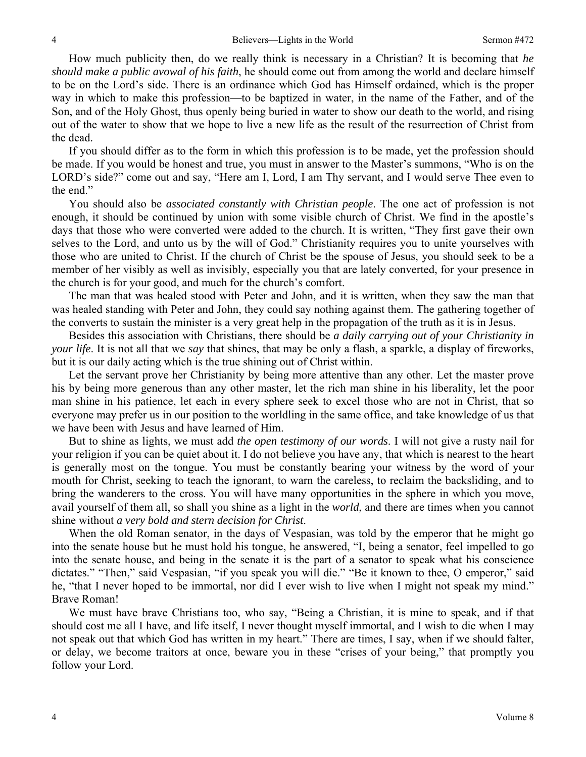How much publicity then, do we really think is necessary in a Christian? It is becoming that *he should make a public avowal of his faith*, he should come out from among the world and declare himself to be on the Lord's side. There is an ordinance which God has Himself ordained, which is the proper way in which to make this profession—to be baptized in water, in the name of the Father, and of the Son, and of the Holy Ghost, thus openly being buried in water to show our death to the world, and rising out of the water to show that we hope to live a new life as the result of the resurrection of Christ from the dead.

If you should differ as to the form in which this profession is to be made, yet the profession should be made. If you would be honest and true, you must in answer to the Master's summons, "Who is on the LORD's side?" come out and say, "Here am I, Lord, I am Thy servant, and I would serve Thee even to the end."

You should also be *associated constantly with Christian people*. The one act of profession is not enough, it should be continued by union with some visible church of Christ. We find in the apostle's days that those who were converted were added to the church. It is written, "They first gave their own selves to the Lord, and unto us by the will of God." Christianity requires you to unite yourselves with those who are united to Christ. If the church of Christ be the spouse of Jesus, you should seek to be a member of her visibly as well as invisibly, especially you that are lately converted, for your presence in the church is for your good, and much for the church's comfort.

The man that was healed stood with Peter and John, and it is written, when they saw the man that was healed standing with Peter and John, they could say nothing against them. The gathering together of the converts to sustain the minister is a very great help in the propagation of the truth as it is in Jesus.

Besides this association with Christians, there should be *a daily carrying out of your Christianity in your life*. It is not all that we *say* that shines, that may be only a flash, a sparkle, a display of fireworks, but it is our daily acting which is the true shining out of Christ within.

Let the servant prove her Christianity by being more attentive than any other. Let the master prove his by being more generous than any other master, let the rich man shine in his liberality, let the poor man shine in his patience, let each in every sphere seek to excel those who are not in Christ, that so everyone may prefer us in our position to the worldling in the same office, and take knowledge of us that we have been with Jesus and have learned of Him.

But to shine as lights, we must add *the open testimony of our words*. I will not give a rusty nail for your religion if you can be quiet about it. I do not believe you have any, that which is nearest to the heart is generally most on the tongue. You must be constantly bearing your witness by the word of your mouth for Christ, seeking to teach the ignorant, to warn the careless, to reclaim the backsliding, and to bring the wanderers to the cross. You will have many opportunities in the sphere in which you move, avail yourself of them all, so shall you shine as a light in the *world*, and there are times when you cannot shine without *a very bold and stern decision for Christ*.

When the old Roman senator, in the days of Vespasian, was told by the emperor that he might go into the senate house but he must hold his tongue, he answered, "I, being a senator, feel impelled to go into the senate house, and being in the senate it is the part of a senator to speak what his conscience dictates." "Then," said Vespasian, "if you speak you will die." "Be it known to thee, O emperor," said he, "that I never hoped to be immortal, nor did I ever wish to live when I might not speak my mind." Brave Roman!

We must have brave Christians too, who say, "Being a Christian, it is mine to speak, and if that should cost me all I have, and life itself, I never thought myself immortal, and I wish to die when I may not speak out that which God has written in my heart." There are times, I say, when if we should falter, or delay, we become traitors at once, beware you in these "crises of your being," that promptly you follow your Lord.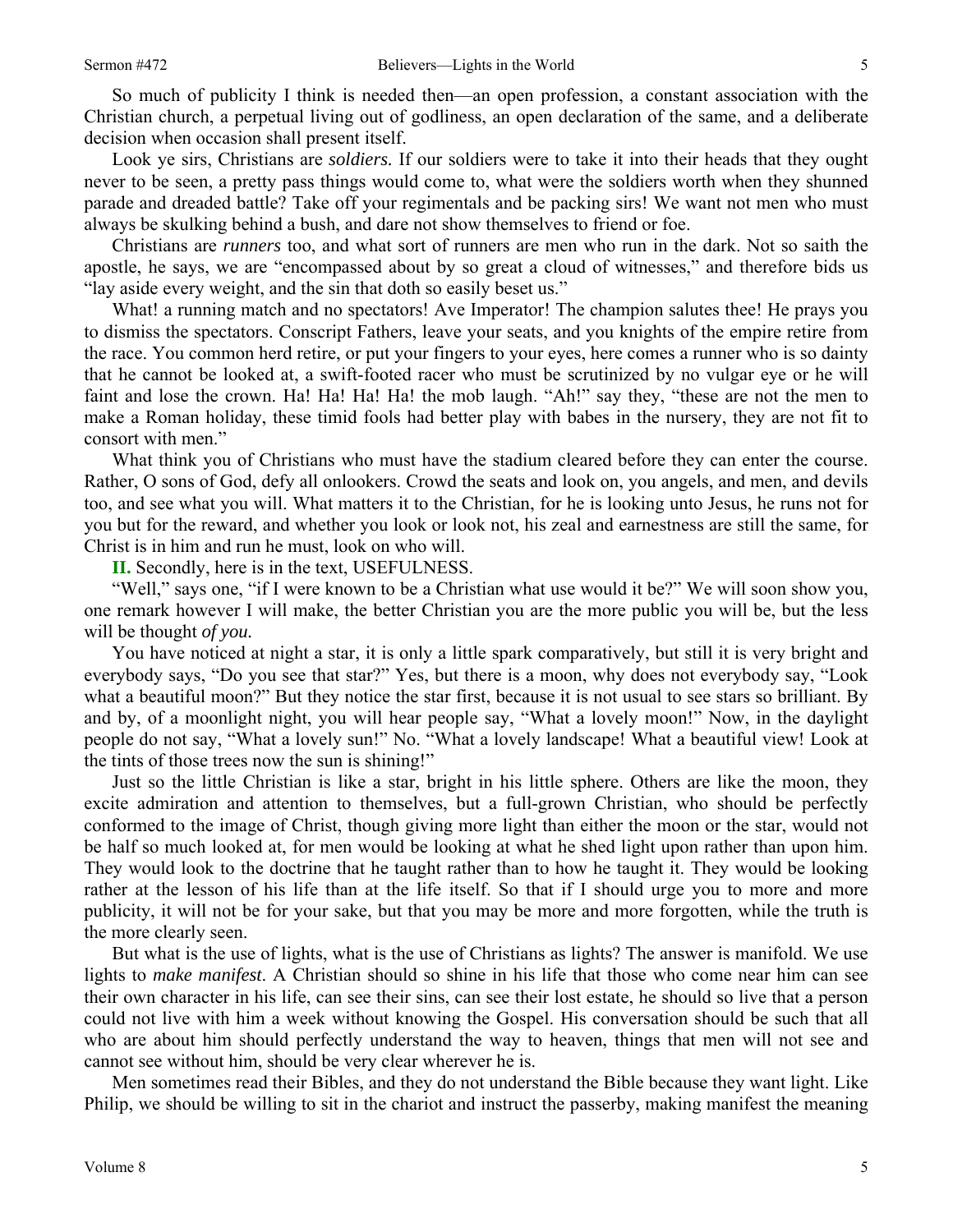So much of publicity I think is needed then—an open profession, a constant association with the Christian church, a perpetual living out of godliness, an open declaration of the same, and a deliberate decision when occasion shall present itself.

Look ye sirs, Christians are *soldiers.* If our soldiers were to take it into their heads that they ought never to be seen, a pretty pass things would come to, what were the soldiers worth when they shunned parade and dreaded battle? Take off your regimentals and be packing sirs! We want not men who must always be skulking behind a bush, and dare not show themselves to friend or foe.

Christians are *runners* too, and what sort of runners are men who run in the dark. Not so saith the apostle, he says, we are "encompassed about by so great a cloud of witnesses," and therefore bids us "lay aside every weight, and the sin that doth so easily beset us."

What! a running match and no spectators! Ave Imperator! The champion salutes thee! He prays you to dismiss the spectators. Conscript Fathers, leave your seats, and you knights of the empire retire from the race. You common herd retire, or put your fingers to your eyes, here comes a runner who is so dainty that he cannot be looked at, a swift-footed racer who must be scrutinized by no vulgar eye or he will faint and lose the crown. Ha! Ha! Ha! Ha! the mob laugh. "Ah!" say they, "these are not the men to make a Roman holiday, these timid fools had better play with babes in the nursery, they are not fit to consort with men."

What think you of Christians who must have the stadium cleared before they can enter the course. Rather, O sons of God, defy all onlookers. Crowd the seats and look on, you angels, and men, and devils too, and see what you will. What matters it to the Christian, for he is looking unto Jesus, he runs not for you but for the reward, and whether you look or look not, his zeal and earnestness are still the same, for Christ is in him and run he must, look on who will.

**II.** Secondly, here is in the text, USEFULNESS.

"Well," says one, "if I were known to be a Christian what use would it be?" We will soon show you, one remark however I will make, the better Christian you are the more public you will be, but the less will be thought *of you.*

You have noticed at night a star, it is only a little spark comparatively, but still it is very bright and everybody says, "Do you see that star?" Yes, but there is a moon, why does not everybody say, "Look what a beautiful moon?" But they notice the star first, because it is not usual to see stars so brilliant. By and by, of a moonlight night, you will hear people say, "What a lovely moon!" Now, in the daylight people do not say, "What a lovely sun!" No. "What a lovely landscape! What a beautiful view! Look at the tints of those trees now the sun is shining!"

Just so the little Christian is like a star, bright in his little sphere. Others are like the moon, they excite admiration and attention to themselves, but a full-grown Christian, who should be perfectly conformed to the image of Christ, though giving more light than either the moon or the star, would not be half so much looked at, for men would be looking at what he shed light upon rather than upon him. They would look to the doctrine that he taught rather than to how he taught it. They would be looking rather at the lesson of his life than at the life itself. So that if I should urge you to more and more publicity, it will not be for your sake, but that you may be more and more forgotten, while the truth is the more clearly seen.

But what is the use of lights, what is the use of Christians as lights? The answer is manifold. We use lights to *make manifest*. A Christian should so shine in his life that those who come near him can see their own character in his life, can see their sins, can see their lost estate, he should so live that a person could not live with him a week without knowing the Gospel. His conversation should be such that all who are about him should perfectly understand the way to heaven, things that men will not see and cannot see without him, should be very clear wherever he is.

Men sometimes read their Bibles, and they do not understand the Bible because they want light. Like Philip, we should be willing to sit in the chariot and instruct the passerby, making manifest the meaning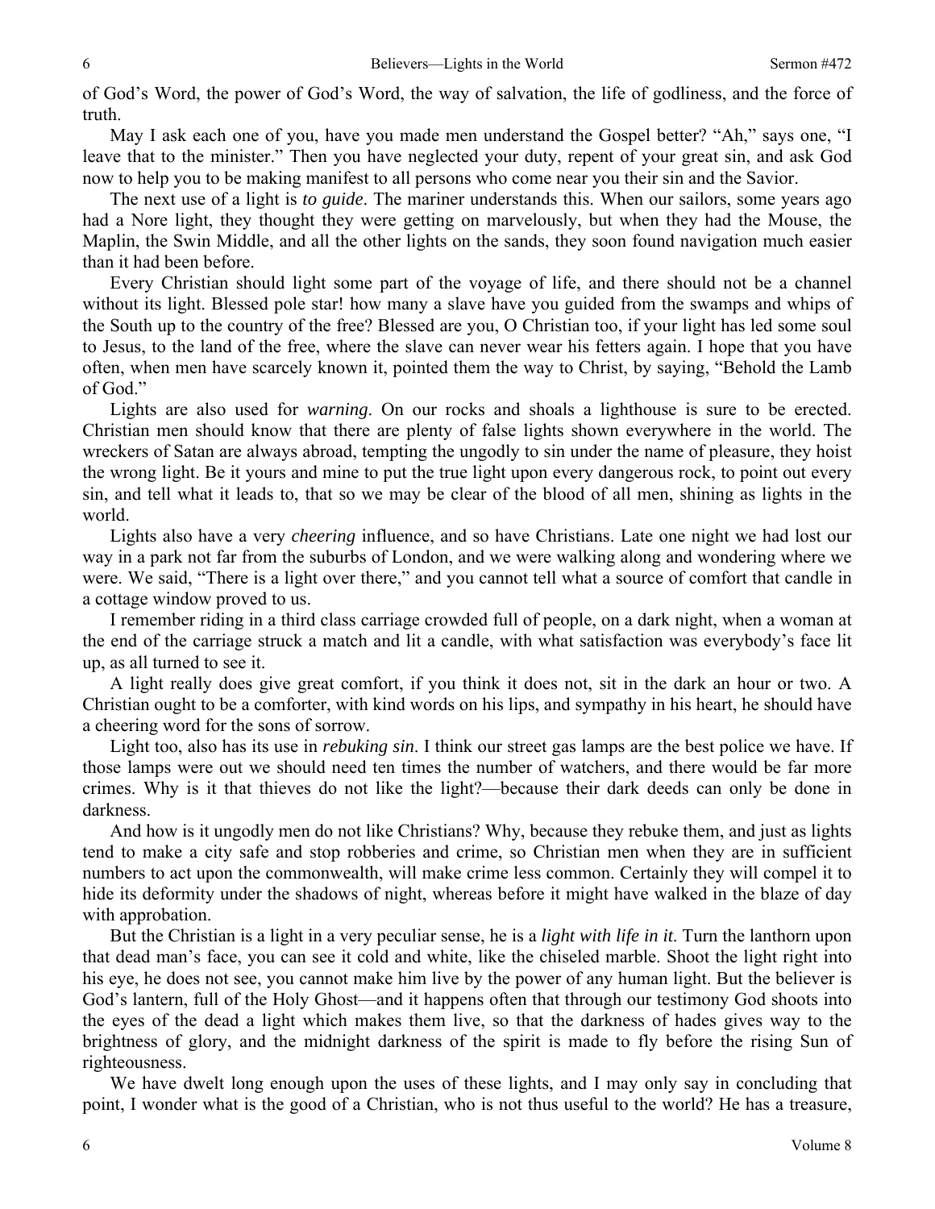of God's Word, the power of God's Word, the way of salvation, the life of godliness, and the force of truth.

May I ask each one of you, have you made men understand the Gospel better? "Ah," says one, "I leave that to the minister." Then you have neglected your duty, repent of your great sin, and ask God now to help you to be making manifest to all persons who come near you their sin and the Savior.

The next use of a light is *to guide*. The mariner understands this. When our sailors, some years ago had a Nore light, they thought they were getting on marvelously, but when they had the Mouse, the Maplin, the Swin Middle, and all the other lights on the sands, they soon found navigation much easier than it had been before.

Every Christian should light some part of the voyage of life, and there should not be a channel without its light. Blessed pole star! how many a slave have you guided from the swamps and whips of the South up to the country of the free? Blessed are you, O Christian too, if your light has led some soul to Jesus, to the land of the free, where the slave can never wear his fetters again. I hope that you have often, when men have scarcely known it, pointed them the way to Christ, by saying, "Behold the Lamb of God."

Lights are also used for *warning*. On our rocks and shoals a lighthouse is sure to be erected. Christian men should know that there are plenty of false lights shown everywhere in the world. The wreckers of Satan are always abroad, tempting the ungodly to sin under the name of pleasure, they hoist the wrong light. Be it yours and mine to put the true light upon every dangerous rock, to point out every sin, and tell what it leads to, that so we may be clear of the blood of all men, shining as lights in the world.

Lights also have a very *cheering* influence, and so have Christians. Late one night we had lost our way in a park not far from the suburbs of London, and we were walking along and wondering where we were. We said, "There is a light over there," and you cannot tell what a source of comfort that candle in a cottage window proved to us.

I remember riding in a third class carriage crowded full of people, on a dark night, when a woman at the end of the carriage struck a match and lit a candle, with what satisfaction was everybody's face lit up, as all turned to see it.

A light really does give great comfort, if you think it does not, sit in the dark an hour or two. A Christian ought to be a comforter, with kind words on his lips, and sympathy in his heart, he should have a cheering word for the sons of sorrow.

Light too, also has its use in *rebuking sin*. I think our street gas lamps are the best police we have. If those lamps were out we should need ten times the number of watchers, and there would be far more crimes. Why is it that thieves do not like the light?—because their dark deeds can only be done in darkness.

And how is it ungodly men do not like Christians? Why, because they rebuke them, and just as lights tend to make a city safe and stop robberies and crime, so Christian men when they are in sufficient numbers to act upon the commonwealth, will make crime less common. Certainly they will compel it to hide its deformity under the shadows of night, whereas before it might have walked in the blaze of day with approbation.

But the Christian is a light in a very peculiar sense, he is a *light with life in it*. Turn the lanthorn upon that dead man's face, you can see it cold and white, like the chiseled marble. Shoot the light right into his eye, he does not see, you cannot make him live by the power of any human light. But the believer is God's lantern, full of the Holy Ghost—and it happens often that through our testimony God shoots into the eyes of the dead a light which makes them live, so that the darkness of hades gives way to the brightness of glory, and the midnight darkness of the spirit is made to fly before the rising Sun of righteousness.

We have dwelt long enough upon the uses of these lights, and I may only say in concluding that point, I wonder what is the good of a Christian, who is not thus useful to the world? He has a treasure,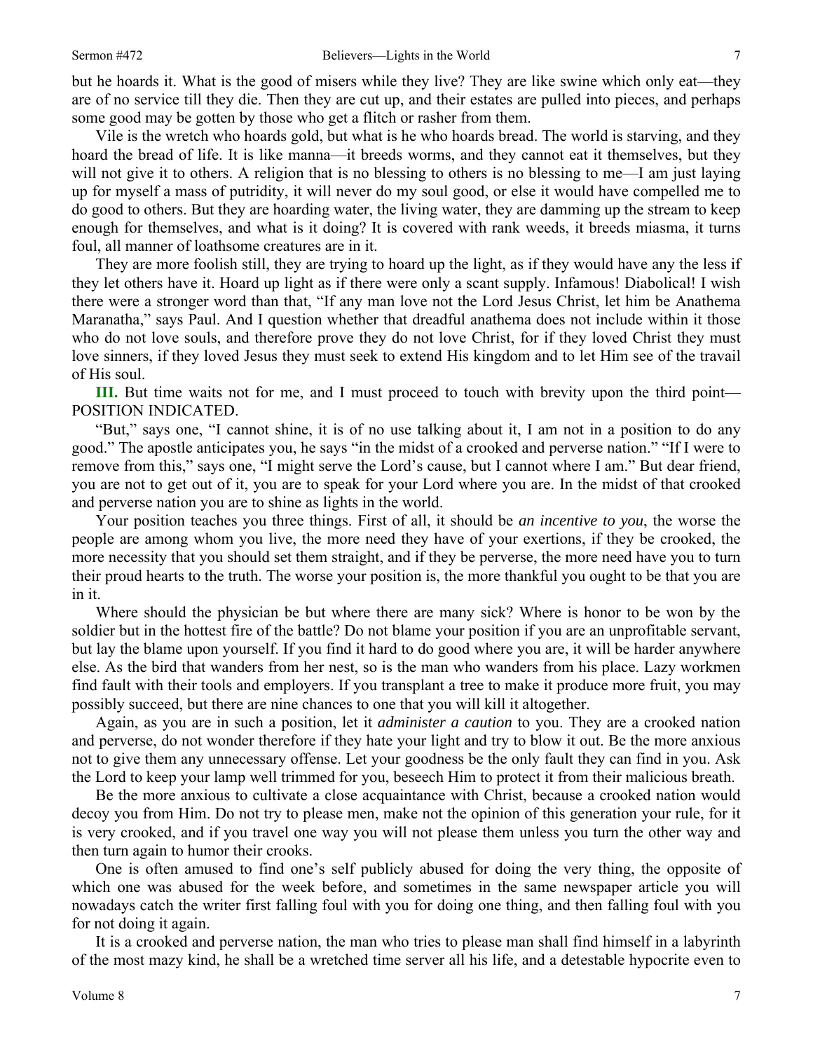but he hoards it. What is the good of misers while they live? They are like swine which only eat—they are of no service till they die. Then they are cut up, and their estates are pulled into pieces, and perhaps some good may be gotten by those who get a flitch or rasher from them.

Vile is the wretch who hoards gold, but what is he who hoards bread. The world is starving, and they hoard the bread of life. It is like manna—it breeds worms, and they cannot eat it themselves, but they will not give it to others. A religion that is no blessing to others is no blessing to me—I am just laying up for myself a mass of putridity, it will never do my soul good, or else it would have compelled me to do good to others. But they are hoarding water, the living water, they are damming up the stream to keep enough for themselves, and what is it doing? It is covered with rank weeds, it breeds miasma, it turns foul, all manner of loathsome creatures are in it.

They are more foolish still, they are trying to hoard up the light, as if they would have any the less if they let others have it. Hoard up light as if there were only a scant supply. Infamous! Diabolical! I wish there were a stronger word than that, "If any man love not the Lord Jesus Christ, let him be Anathema Maranatha," says Paul. And I question whether that dreadful anathema does not include within it those who do not love souls, and therefore prove they do not love Christ, for if they loved Christ they must love sinners, if they loved Jesus they must seek to extend His kingdom and to let Him see of the travail of His soul.

**III.** But time waits not for me, and I must proceed to touch with brevity upon the third point—POSITION INDICATED.

"But," says one, "I cannot shine, it is of no use talking about it, I am not in a position to do any good." The apostle anticipates you, he says "in the midst of a crooked and perverse nation." "If I were to remove from this," says one, "I might serve the Lord's cause, but I cannot where I am." But dear friend, you are not to get out of it, you are to speak for your Lord where you are. In the midst of that crooked and perverse nation you are to shine as lights in the world.

Your position teaches you three things. First of all, it should be *an incentive to you*, the worse the people are among whom you live, the more need they have of your exertions, if they be crooked, the more necessity that you should set them straight, and if they be perverse, the more need have you to turn their proud hearts to the truth. The worse your position is, the more thankful you ought to be that you are in it.

Where should the physician be but where there are many sick? Where is honor to be won by the soldier but in the hottest fire of the battle? Do not blame your position if you are an unprofitable servant, but lay the blame upon yourself. If you find it hard to do good where you are, it will be harder anywhere else. As the bird that wanders from her nest, so is the man who wanders from his place. Lazy workmen find fault with their tools and employers. If you transplant a tree to make it produce more fruit, you may possibly succeed, but there are nine chances to one that you will kill it altogether.

Again, as you are in such a position, let it *administer a caution* to you. They are a crooked nation and perverse, do not wonder therefore if they hate your light and try to blow it out. Be the more anxious not to give them any unnecessary offense. Let your goodness be the only fault they can find in you. Ask the Lord to keep your lamp well trimmed for you, beseech Him to protect it from their malicious breath.

Be the more anxious to cultivate a close acquaintance with Christ, because a crooked nation would decoy you from Him. Do not try to please men, make not the opinion of this generation your rule, for it is very crooked, and if you travel one way you will not please them unless you turn the other way and then turn again to humor their crooks.

One is often amused to find one's self publicly abused for doing the very thing, the opposite of which one was abused for the week before, and sometimes in the same newspaper article you will nowadays catch the writer first falling foul with you for doing one thing, and then falling foul with you for not doing it again.

It is a crooked and perverse nation, the man who tries to please man shall find himself in a labyrinth of the most mazy kind, he shall be a wretched time server all his life, and a detestable hypocrite even to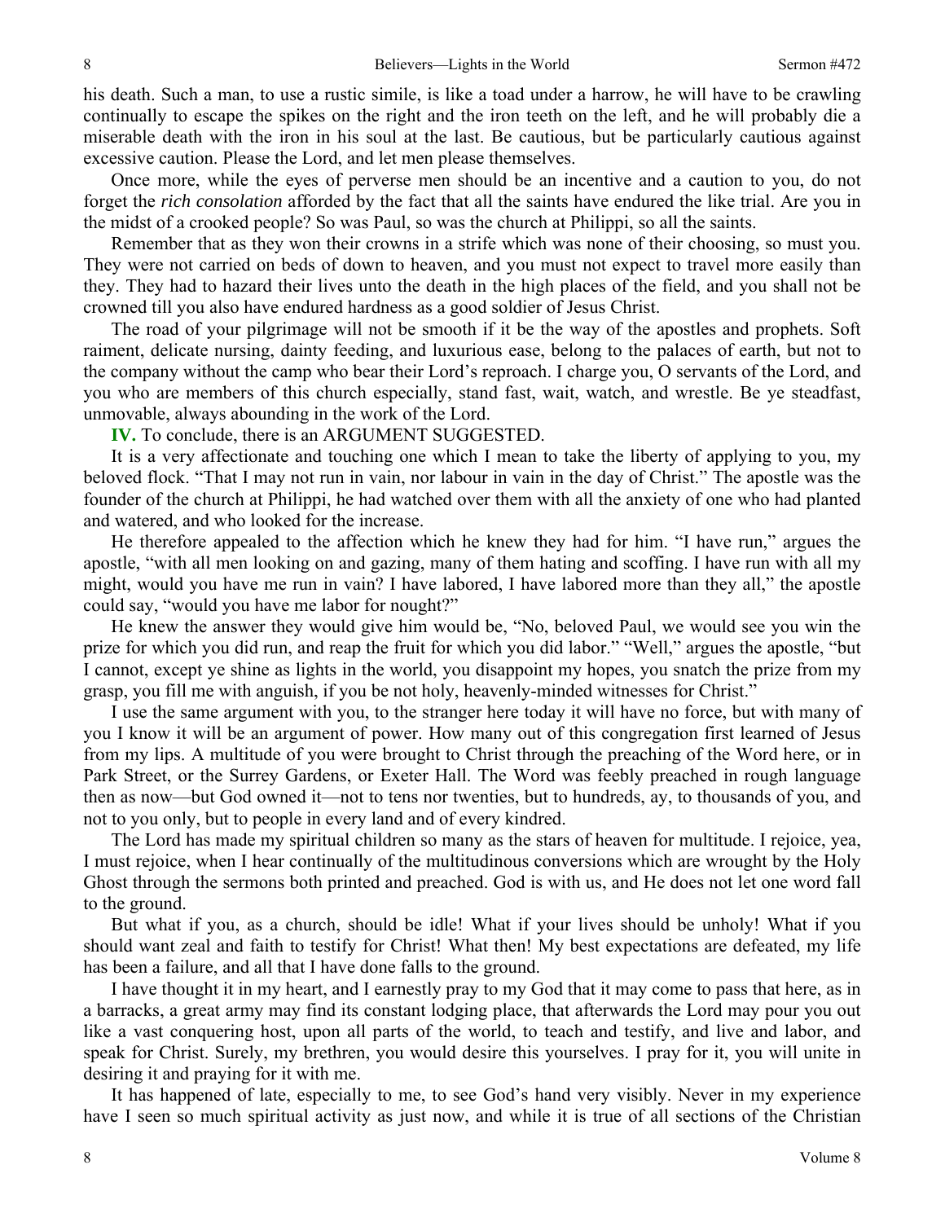his death. Such a man, to use a rustic simile, is like a toad under a harrow, he will have to be crawling continually to escape the spikes on the right and the iron teeth on the left, and he will probably die a miserable death with the iron in his soul at the last. Be cautious, but be particularly cautious against excessive caution. Please the Lord, and let men please themselves.

Once more, while the eyes of perverse men should be an incentive and a caution to you, do not forget the *rich consolation* afforded by the fact that all the saints have endured the like trial. Are you in the midst of a crooked people? So was Paul, so was the church at Philippi, so all the saints.

Remember that as they won their crowns in a strife which was none of their choosing, so must you. They were not carried on beds of down to heaven, and you must not expect to travel more easily than they. They had to hazard their lives unto the death in the high places of the field, and you shall not be crowned till you also have endured hardness as a good soldier of Jesus Christ.

The road of your pilgrimage will not be smooth if it be the way of the apostles and prophets. Soft raiment, delicate nursing, dainty feeding, and luxurious ease, belong to the palaces of earth, but not to the company without the camp who bear their Lord's reproach. I charge you, O servants of the Lord, and you who are members of this church especially, stand fast, wait, watch, and wrestle. Be ye steadfast, unmovable, always abounding in the work of the Lord.

**IV.** To conclude, there is an ARGUMENT SUGGESTED.

It is a very affectionate and touching one which I mean to take the liberty of applying to you, my beloved flock. "That I may not run in vain, nor labour in vain in the day of Christ." The apostle was the founder of the church at Philippi, he had watched over them with all the anxiety of one who had planted and watered, and who looked for the increase.

He therefore appealed to the affection which he knew they had for him. "I have run," argues the apostle, "with all men looking on and gazing, many of them hating and scoffing. I have run with all my might, would you have me run in vain? I have labored, I have labored more than they all," the apostle could say, "would you have me labor for nought?"

He knew the answer they would give him would be, "No, beloved Paul, we would see you win the prize for which you did run, and reap the fruit for which you did labor." "Well," argues the apostle, "but I cannot, except ye shine as lights in the world, you disappoint my hopes, you snatch the prize from my grasp, you fill me with anguish, if you be not holy, heavenly-minded witnesses for Christ."

I use the same argument with you, to the stranger here today it will have no force, but with many of you I know it will be an argument of power. How many out of this congregation first learned of Jesus from my lips. A multitude of you were brought to Christ through the preaching of the Word here, or in Park Street, or the Surrey Gardens, or Exeter Hall. The Word was feebly preached in rough language then as now—but God owned it—not to tens nor twenties, but to hundreds, ay, to thousands of you, and not to you only, but to people in every land and of every kindred.

The Lord has made my spiritual children so many as the stars of heaven for multitude. I rejoice, yea, I must rejoice, when I hear continually of the multitudinous conversions which are wrought by the Holy Ghost through the sermons both printed and preached. God is with us, and He does not let one word fall to the ground.

But what if you, as a church, should be idle! What if your lives should be unholy! What if you should want zeal and faith to testify for Christ! What then! My best expectations are defeated, my life has been a failure, and all that I have done falls to the ground.

I have thought it in my heart, and I earnestly pray to my God that it may come to pass that here, as in a barracks, a great army may find its constant lodging place, that afterwards the Lord may pour you out like a vast conquering host, upon all parts of the world, to teach and testify, and live and labor, and speak for Christ. Surely, my brethren, you would desire this yourselves. I pray for it, you will unite in desiring it and praying for it with me.

It has happened of late, especially to me, to see God's hand very visibly. Never in my experience have I seen so much spiritual activity as just now, and while it is true of all sections of the Christian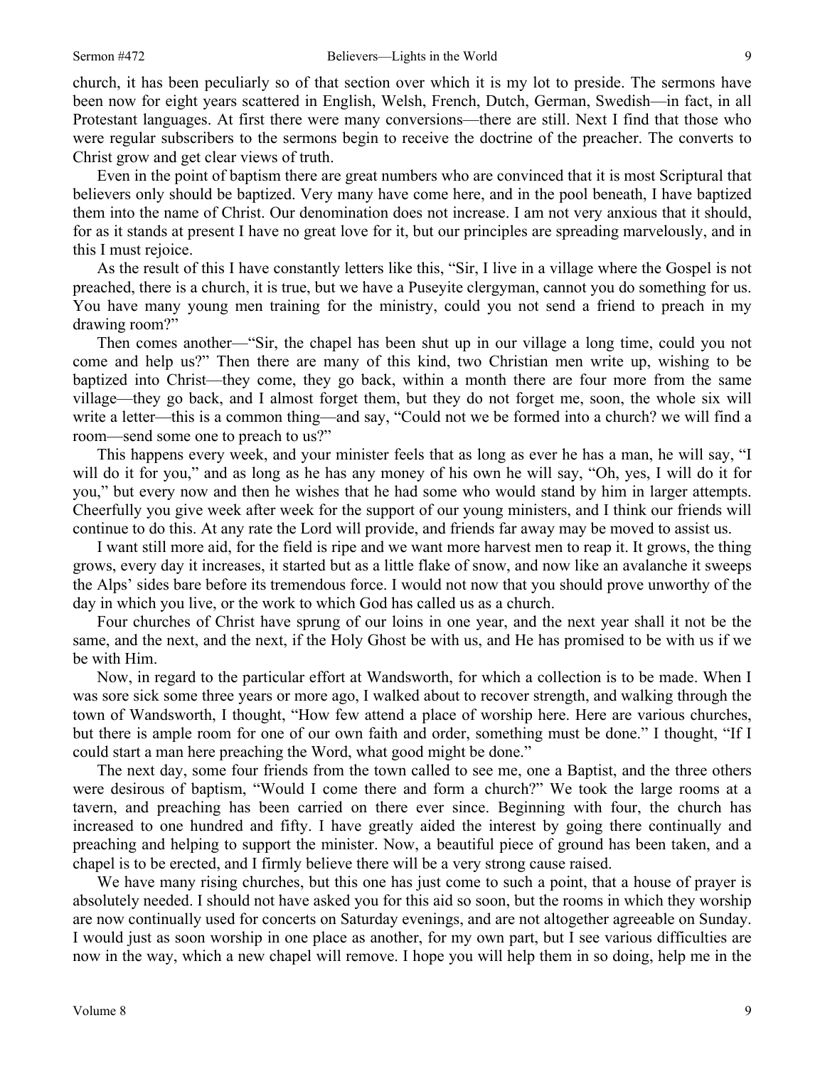church, it has been peculiarly so of that section over which it is my lot to preside. The sermons have been now for eight years scattered in English, Welsh, French, Dutch, German, Swedish—in fact, in all Protestant languages. At first there were many conversions—there are still. Next I find that those who were regular subscribers to the sermons begin to receive the doctrine of the preacher. The converts to Christ grow and get clear views of truth.

Even in the point of baptism there are great numbers who are convinced that it is most Scriptural that believers only should be baptized. Very many have come here, and in the pool beneath, I have baptized them into the name of Christ. Our denomination does not increase. I am not very anxious that it should, for as it stands at present I have no great love for it, but our principles are spreading marvelously, and in this I must rejoice.

As the result of this I have constantly letters like this, "Sir, I live in a village where the Gospel is not preached, there is a church, it is true, but we have a Puseyite clergyman, cannot you do something for us. You have many young men training for the ministry, could you not send a friend to preach in my drawing room?"

Then comes another—"Sir, the chapel has been shut up in our village a long time, could you not come and help us?" Then there are many of this kind, two Christian men write up, wishing to be baptized into Christ—they come, they go back, within a month there are four more from the same village—they go back, and I almost forget them, but they do not forget me, soon, the whole six will write a letter—this is a common thing—and say, "Could not we be formed into a church? we will find a room—send some one to preach to us?"

This happens every week, and your minister feels that as long as ever he has a man, he will say, "I will do it for you," and as long as he has any money of his own he will say, "Oh, yes, I will do it for you," but every now and then he wishes that he had some who would stand by him in larger attempts. Cheerfully you give week after week for the support of our young ministers, and I think our friends will continue to do this. At any rate the Lord will provide, and friends far away may be moved to assist us.

I want still more aid, for the field is ripe and we want more harvest men to reap it. It grows, the thing grows, every day it increases, it started but as a little flake of snow, and now like an avalanche it sweeps the Alps' sides bare before its tremendous force. I would not now that you should prove unworthy of the day in which you live, or the work to which God has called us as a church.

Four churches of Christ have sprung of our loins in one year, and the next year shall it not be the same, and the next, and the next, if the Holy Ghost be with us, and He has promised to be with us if we be with Him.

Now, in regard to the particular effort at Wandsworth, for which a collection is to be made. When I was sore sick some three years or more ago, I walked about to recover strength, and walking through the town of Wandsworth, I thought, "How few attend a place of worship here. Here are various churches, but there is ample room for one of our own faith and order, something must be done." I thought, "If I could start a man here preaching the Word, what good might be done."

The next day, some four friends from the town called to see me, one a Baptist, and the three others were desirous of baptism, "Would I come there and form a church?" We took the large rooms at a tavern, and preaching has been carried on there ever since. Beginning with four, the church has increased to one hundred and fifty. I have greatly aided the interest by going there continually and preaching and helping to support the minister. Now, a beautiful piece of ground has been taken, and a chapel is to be erected, and I firmly believe there will be a very strong cause raised.

We have many rising churches, but this one has just come to such a point, that a house of prayer is absolutely needed. I should not have asked you for this aid so soon, but the rooms in which they worship are now continually used for concerts on Saturday evenings, and are not altogether agreeable on Sunday. I would just as soon worship in one place as another, for my own part, but I see various difficulties are now in the way, which a new chapel will remove. I hope you will help them in so doing, help me in the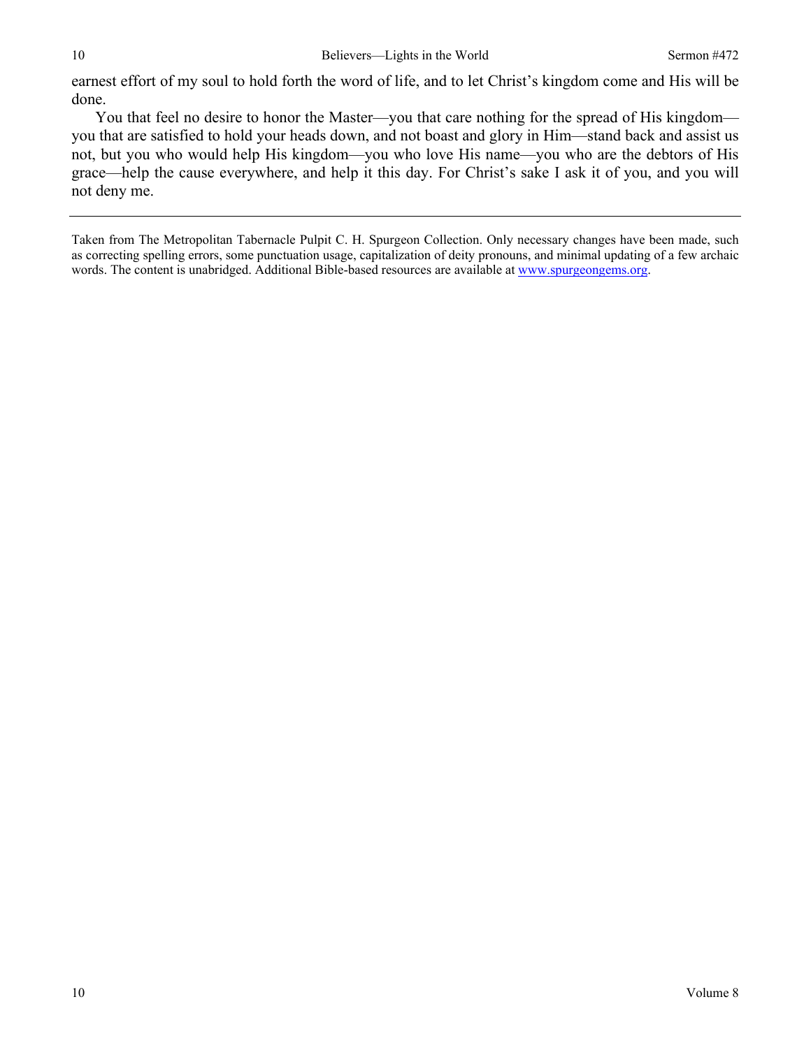earnest effort of my soul to hold forth the word of life, and to let Christ's kingdom come and His will be done.

You that feel no desire to honor the Master—you that care nothing for the spread of His kingdom—you that are satisfied to hold your heads down, and not boast and glory in Him—stand back and assist us not, but you who would help His kingdom—you who love His name—you who are the debtors of His grace—help the cause everywhere, and help it this day. For Christ's sake I ask it of you, and you will not deny me.

---

Taken from The Metropolitan Tabernacle Pulpit C. H. Spurgeon Collection. Only necessary changes have been made, such as correcting spelling errors, some punctuation usage, capitalization of deity pronouns, and minimal updating of a few archaic words. The content is unabridged. Additional Bible-based resources are available at www.spurgeongems.org.